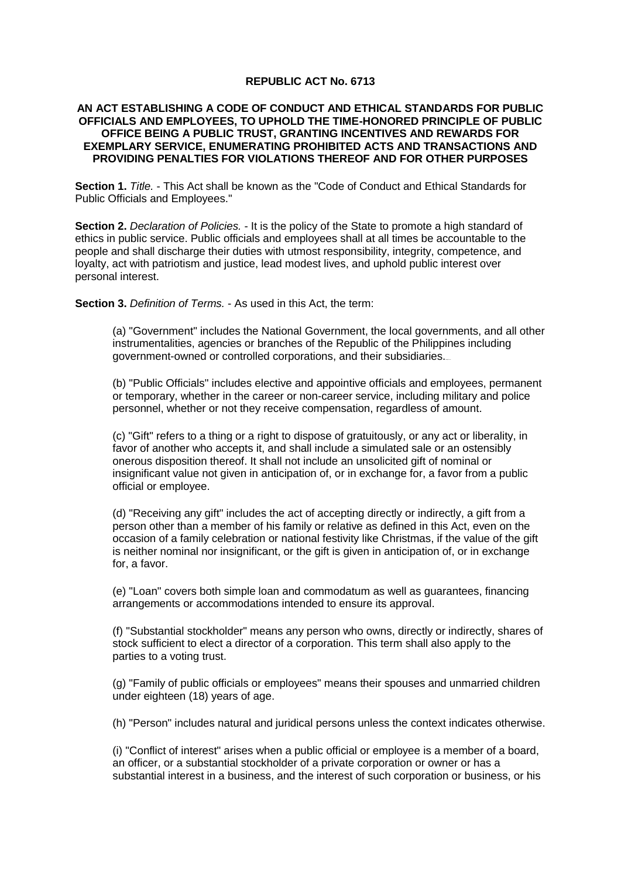# REPUBLIC ACT No. 6713

## AN ACT ESTABLISHING A CODE OF CONDUCT AND ETHICAL STANDARDS FOR PUBLIC OFFICIALS AND EMPLOYEES, TO UPHOLD THE TIME-HONORED PRINCIPLE OF PUBLIC OFFICE BEING A PUBLIC TRUST, GRANTING INCENTIVES AND REWARDS FOR EXEMPLARY SERVICE, ENUMERATING PROHIBITED ACTS AND TRANSACTIONS AND PROVIDING PENALTIES FOR VIOLATIONS THEREOF AND FOR OTHER PURPOSES

**Section 1.** *Title.* - This Act shall be known as the "Code of Conduct and Ethical Standards for Public Officials and Employees."

**Section 2.** *Declaration of Policies.* - It is the policy of the State to promote a high standard of ethics in public service. Public officials and employees shall at all times be accountable to the people and shall discharge their duties with utmost responsibility, integrity, competence, and loyalty, act with patriotism and justice, lead modest lives, and uphold public interest over personal interest.

**Section 3.** *Definition of Terms.* - As used in this Act, the term:

(a) "Government" includes the National Government, the local governments, and all other instrumentalities, agencies or branches of the Republic of the Philippines including government-owned or controlled corporations, and their subsidiaries.

(b) "Public Officials" includes elective and appointive officials and employees, permanent or temporary, whether in the career or non-career service, including military and police personnel, whether or not they receive compensation, regardless of amount.

(c) "Gift" refers to a thing or a right to dispose of gratuitously, or any act or liberality, in favor of another who accepts it, and shall include a simulated sale or an ostensibly onerous disposition thereof. It shall not include an unsolicited gift of nominal or insignificant value not given in anticipation of, or in exchange for, a favor from a public official or employee.

(d) "Receiving any gift" includes the act of accepting directly or indirectly, a gift from a person other than a member of his family or relative as defined in this Act, even on the occasion of a family celebration or national festivity like Christmas, if the value of the gift is neither nominal nor insignificant, or the gift is given in anticipation of, or in exchange for, a favor.

(e) "Loan" covers both simple loan and commodatum as well as guarantees, financing arrangements or accommodations intended to ensure its approval.

(f) "Substantial stockholder" means any person who owns, directly or indirectly, shares of stock sufficient to elect a director of a corporation. This term shall also apply to the parties to a voting trust.

(g) "Family of public officials or employees" means their spouses and unmarried children under eighteen (18) years of age.

(h) "Person" includes natural and juridical persons unless the context indicates otherwise.

(i) "Conflict of interest" arises when a public official or employee is a member of a board, an officer, or a substantial stockholder of a private corporation or owner or has a substantial interest in a business, and the interest of such corporation or business, or his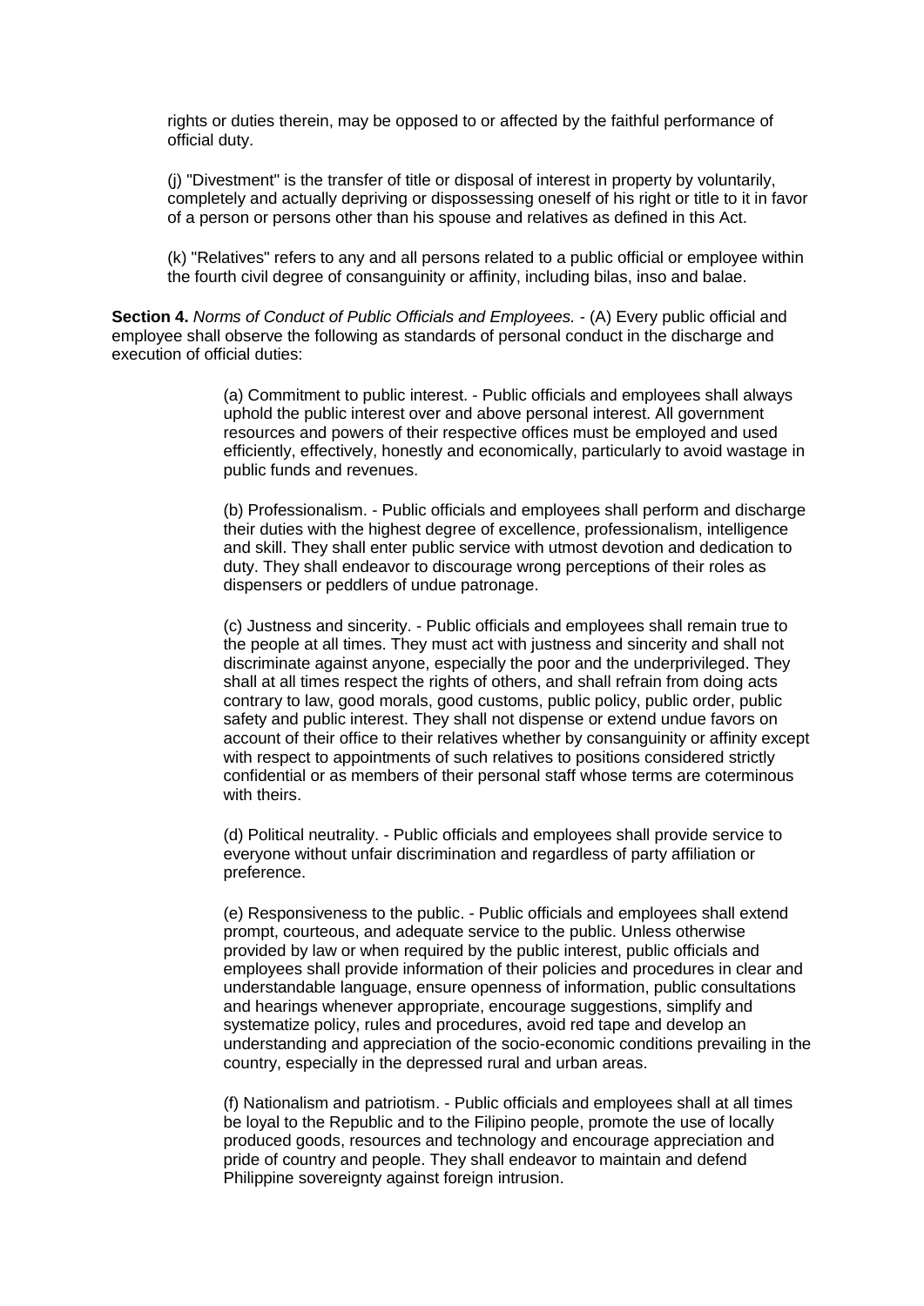rights or duties therein, may be opposed to or affected by the faithful performance of official duty.

(j) "Divestment" is the transfer of title or disposal of interest in property by voluntarily, completely and actually depriving or dispossessing oneself of his right or title to it in favor of a person or persons other than his spouse and relatives as defined in this Act.

(k) "Relatives" refers to any and all persons related to a public official or employee within the fourth civil degree of consanguinity or affinity, including bilas, inso and balae.

**Section 4.** *Norms of Conduct of Public Officials and Employees.* - (A) Every public official and employee shall observe the following as standards of personal conduct in the discharge and execution of official duties:

(a) Commitment to public interest. - Public officials and employees shall always uphold the public interest over and above personal interest. All government resources and powers of their respective offices must be employed and used efficiently, effectively, honestly and economically, particularly to avoid wastage in public funds and revenues.

(b) Professionalism. - Public officials and employees shall perform and discharge their duties with the highest degree of excellence, professionalism, intelligence and skill. They shall enter public service with utmost devotion and dedication to duty. They shall endeavor to discourage wrong perceptions of their roles as dispensers or peddlers of undue patronage.

(c) Justness and sincerity. - Public officials and employees shall remain true to the people at all times. They must act with justness and sincerity and shall not discriminate against anyone, especially the poor and the underprivileged. They shall at all times respect the rights of others, and shall refrain from doing acts contrary to law, good morals, good customs, public policy, public order, public safety and public interest. They shall not dispense or extend undue favors on account of their office to their relatives whether by consanguinity or affinity except with respect to appointments of such relatives to positions considered strictly confidential or as members of their personal staff whose terms are coterminous with theirs.

(d) Political neutrality. - Public officials and employees shall provide service to everyone without unfair discrimination and regardless of party affiliation or preference.

(e) Responsiveness to the public. - Public officials and employees shall extend prompt, courteous, and adequate service to the public. Unless otherwise provided by law or when required by the public interest, public officials and employees shall provide information of their policies and procedures in clear and understandable language, ensure openness of information, public consultations and hearings whenever appropriate, encourage suggestions, simplify and systematize policy, rules and procedures, avoid red tape and develop an understanding and appreciation of the socio-economic conditions prevailing in the country, especially in the depressed rural and urban areas.

(f) Nationalism and patriotism. - Public officials and employees shall at all times be loyal to the Republic and to the Filipino people, promote the use of locally produced goods, resources and technology and encourage appreciation and pride of country and people. They shall endeavor to maintain and defend Philippine sovereignty against foreign intrusion.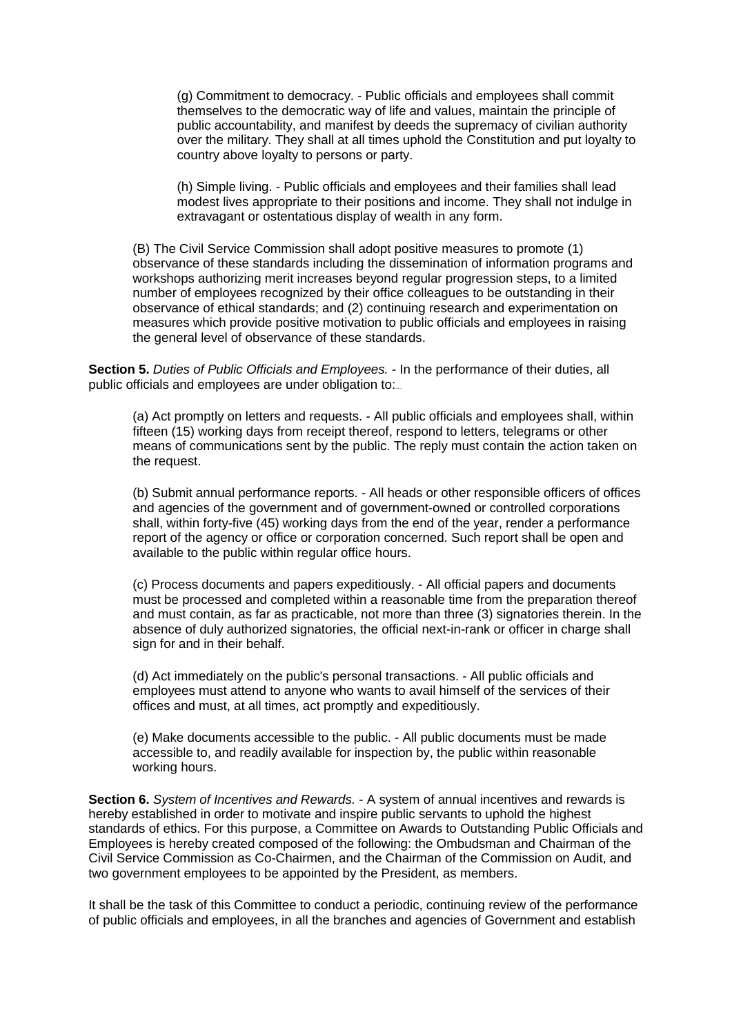(g) Commitment to democracy. - Public officials and employees shall commit themselves to the democratic way of life and values, maintain the principle of public accountability, and manifest by deeds the supremacy of civilian authority over the military. They shall at all times uphold the Constitution and put loyalty to country above loyalty to persons or party.

(h) Simple living. - Public officials and employees and their families shall lead modest lives appropriate to their positions and income. They shall not indulge in extravagant or ostentatious display of wealth in any form.

(B) The Civil Service Commission shall adopt positive measures to promote (1) observance of these standards including the dissemination of information programs and workshops authorizing merit increases beyond regular progression steps, to a limited number of employees recognized by their office colleagues to be outstanding in their observance of ethical standards; and (2) continuing research and experimentation on measures which provide positive motivation to public officials and employees in raising the general level of observance of these standards.

**Section 5.** *Duties of Public Officials and Employees.* - In the performance of their duties, all public officials and employees are under obligation to:

(a) Act promptly on letters and requests. - All public officials and employees shall, within fifteen (15) working days from receipt thereof, respond to letters, telegrams or other means of communications sent by the public. The reply must contain the action taken on the request.

(b) Submit annual performance reports. - All heads or other responsible officers of offices and agencies of the government and of government-owned or controlled corporations shall, within forty-five (45) working days from the end of the year, render a performance report of the agency or office or corporation concerned. Such report shall be open and available to the public within regular office hours.

(c) Process documents and papers expeditiously. - All official papers and documents must be processed and completed within a reasonable time from the preparation thereof and must contain, as far as practicable, not more than three (3) signatories therein. In the absence of duly authorized signatories, the official next-in-rank or officer in charge shall sign for and in their behalf.

(d) Act immediately on the public's personal transactions. - All public officials and employees must attend to anyone who wants to avail himself of the services of their offices and must, at all times, act promptly and expeditiously.

(e) Make documents accessible to the public. - All public documents must be made accessible to, and readily available for inspection by, the public within reasonable working hours.

**Section 6.** *System of Incentives and Rewards.* - A system of annual incentives and rewards is hereby established in order to motivate and inspire public servants to uphold the highest standards of ethics. For this purpose, a Committee on Awards to Outstanding Public Officials and Employees is hereby created composed of the following: the Ombudsman and Chairman of the Civil Service Commission as Co-Chairmen, and the Chairman of the Commission on Audit, and two government employees to be appointed by the President, as members.

It shall be the task of this Committee to conduct a periodic, continuing review of the performance of public officials and employees, in all the branches and agencies of Government and establish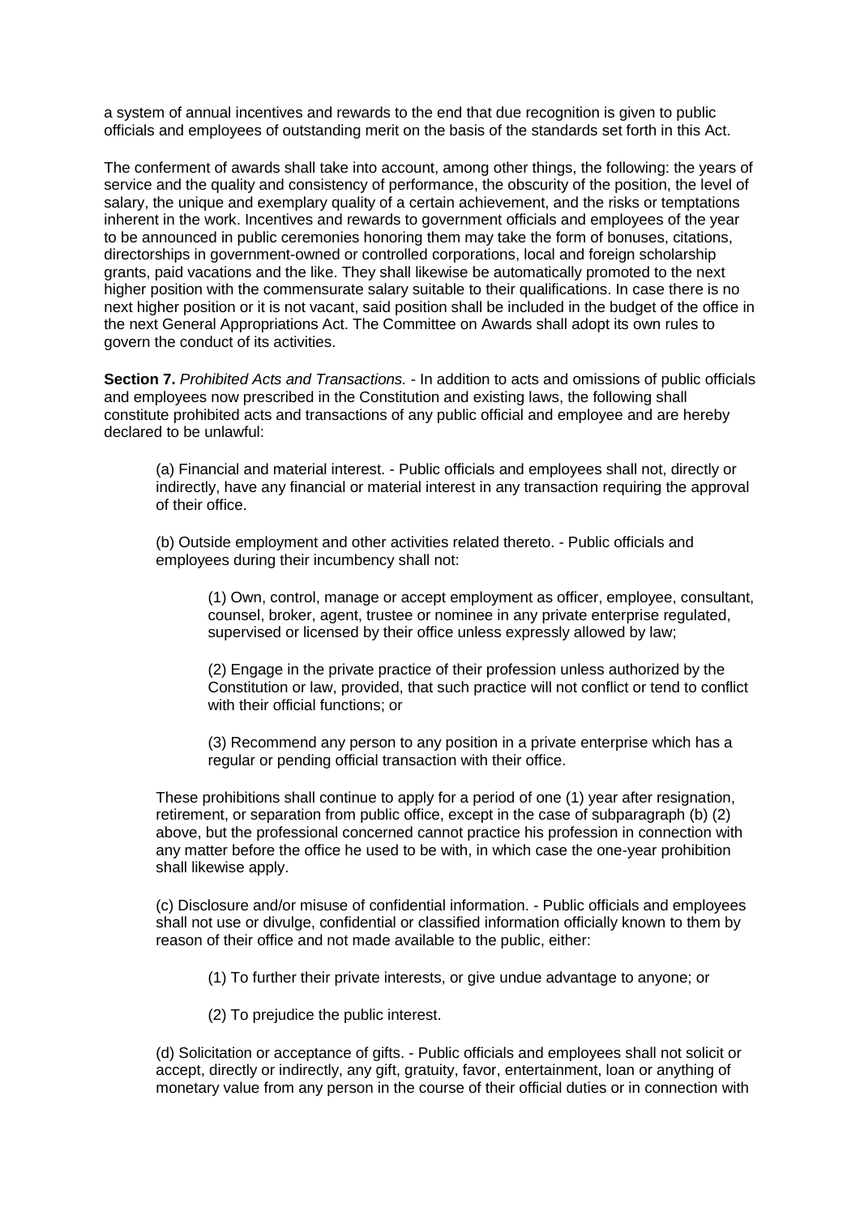a system of annual incentives and rewards to the end that due recognition is given to public officials and employees of outstanding merit on the basis of the standards set forth in this Act.

The conferment of awards shall take into account, among other things, the following: the years of service and the quality and consistency of performance, the obscurity of the position, the level of salary, the unique and exemplary quality of a certain achievement, and the risks or temptations inherent in the work. Incentives and rewards to government officials and employees of the year to be announced in public ceremonies honoring them may take the form of bonuses, citations, directorships in government-owned or controlled corporations, local and foreign scholarship grants, paid vacations and the like. They shall likewise be automatically promoted to the next higher position with the commensurate salary suitable to their qualifications. In case there is no next higher position or it is not vacant, said position shall be included in the budget of the office in the next General Appropriations Act. The Committee on Awards shall adopt its own rules to govern the conduct of its activities.

**Section 7.** *Prohibited Acts and Transactions.* - In addition to acts and omissions of public officials and employees now prescribed in the Constitution and existing laws, the following shall constitute prohibited acts and transactions of any public official and employee and are hereby declared to be unlawful:

> (a) Financial and material interest. - Public officials and employees shall not, directly or indirectly, have any financial or material interest in any transaction requiring the approval of their office.
>
> (b) Outside employment and other activities related thereto. - Public officials and employees during their incumbency shall not:
>
> > (1) Own, control, manage or accept employment as officer, employee, consultant, counsel, broker, agent, trustee or nominee in any private enterprise regulated, supervised or licensed by their office unless expressly allowed by law;
> >
> > (2) Engage in the private practice of their profession unless authorized by the Constitution or law, provided, that such practice will not conflict or tend to conflict with their official functions; or
> >
> > (3) Recommend any person to any position in a private enterprise which has a regular or pending official transaction with their office.
>
> These prohibitions shall continue to apply for a period of one (1) year after resignation, retirement, or separation from public office, except in the case of subparagraph (b) (2) above, but the professional concerned cannot practice his profession in connection with any matter before the office he used to be with, in which case the one-year prohibition shall likewise apply.
>
> (c) Disclosure and/or misuse of confidential information. - Public officials and employees shall not use or divulge, confidential or classified information officially known to them by reason of their office and not made available to the public, either:
>
> > (1) To further their private interests, or give undue advantage to anyone; or
> >
> > (2) To prejudice the public interest.
>
> (d) Solicitation or acceptance of gifts. - Public officials and employees shall not solicit or accept, directly or indirectly, any gift, gratuity, favor, entertainment, loan or anything of monetary value from any person in the course of their official duties or in connection with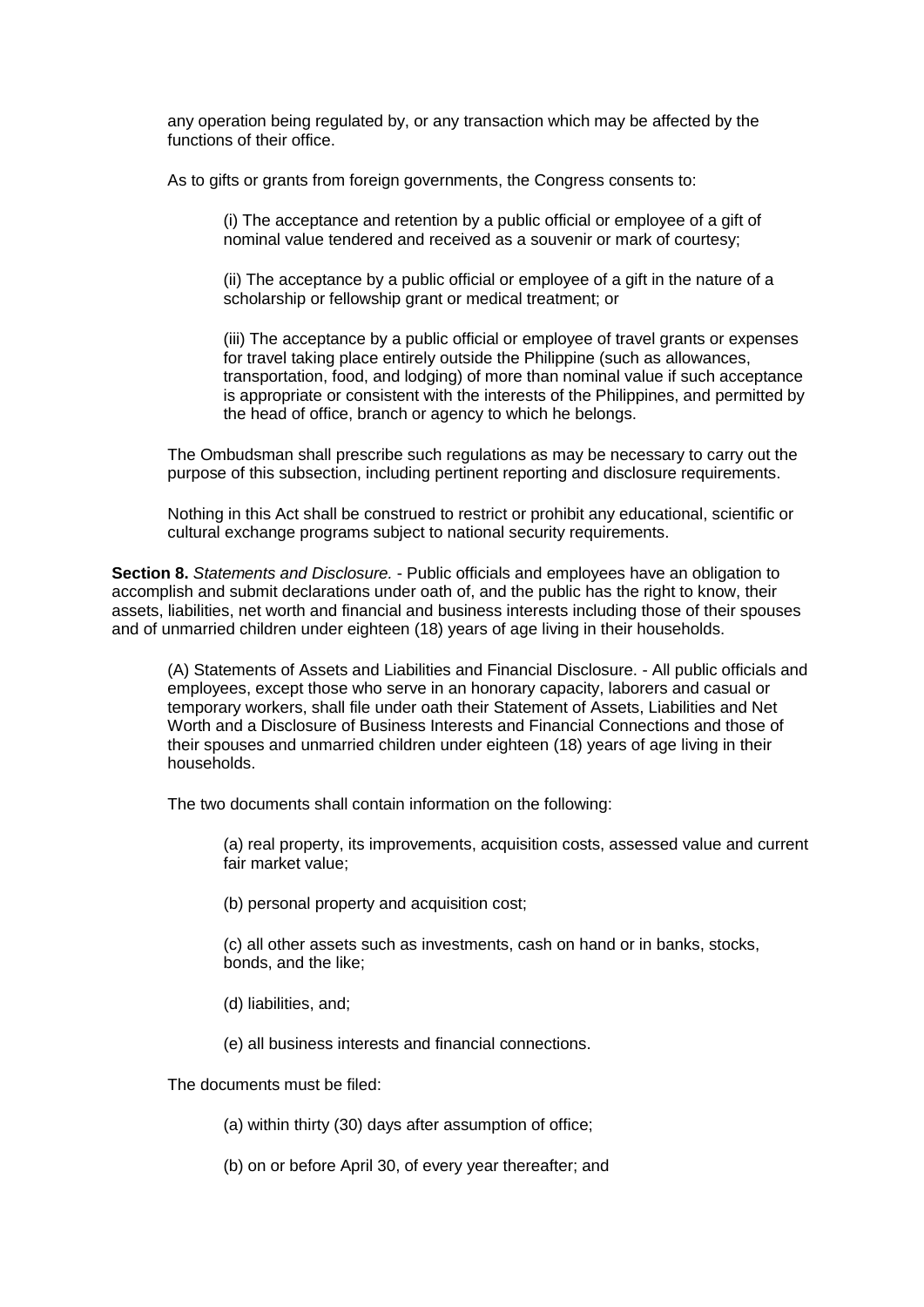any operation being regulated by, or any transaction which may be affected by the functions of their office.

As to gifts or grants from foreign governments, the Congress consents to:

(i) The acceptance and retention by a public official or employee of a gift of nominal value tendered and received as a souvenir or mark of courtesy;

(ii) The acceptance by a public official or employee of a gift in the nature of a scholarship or fellowship grant or medical treatment; or

(iii) The acceptance by a public official or employee of travel grants or expenses for travel taking place entirely outside the Philippine (such as allowances, transportation, food, and lodging) of more than nominal value if such acceptance is appropriate or consistent with the interests of the Philippines, and permitted by the head of office, branch or agency to which he belongs.

The Ombudsman shall prescribe such regulations as may be necessary to carry out the purpose of this subsection, including pertinent reporting and disclosure requirements.

Nothing in this Act shall be construed to restrict or prohibit any educational, scientific or cultural exchange programs subject to national security requirements.

**Section 8.** *Statements and Disclosure.* - Public officials and employees have an obligation to accomplish and submit declarations under oath of, and the public has the right to know, their assets, liabilities, net worth and financial and business interests including those of their spouses and of unmarried children under eighteen (18) years of age living in their households.

(A) Statements of Assets and Liabilities and Financial Disclosure. - All public officials and employees, except those who serve in an honorary capacity, laborers and casual or temporary workers, shall file under oath their Statement of Assets, Liabilities and Net Worth and a Disclosure of Business Interests and Financial Connections and those of their spouses and unmarried children under eighteen (18) years of age living in their households.

The two documents shall contain information on the following:

(a) real property, its improvements, acquisition costs, assessed value and current fair market value;

(b) personal property and acquisition cost;

(c) all other assets such as investments, cash on hand or in banks, stocks, bonds, and the like;

(d) liabilities, and;

(e) all business interests and financial connections.

The documents must be filed:

(a) within thirty (30) days after assumption of office;

(b) on or before April 30, of every year thereafter; and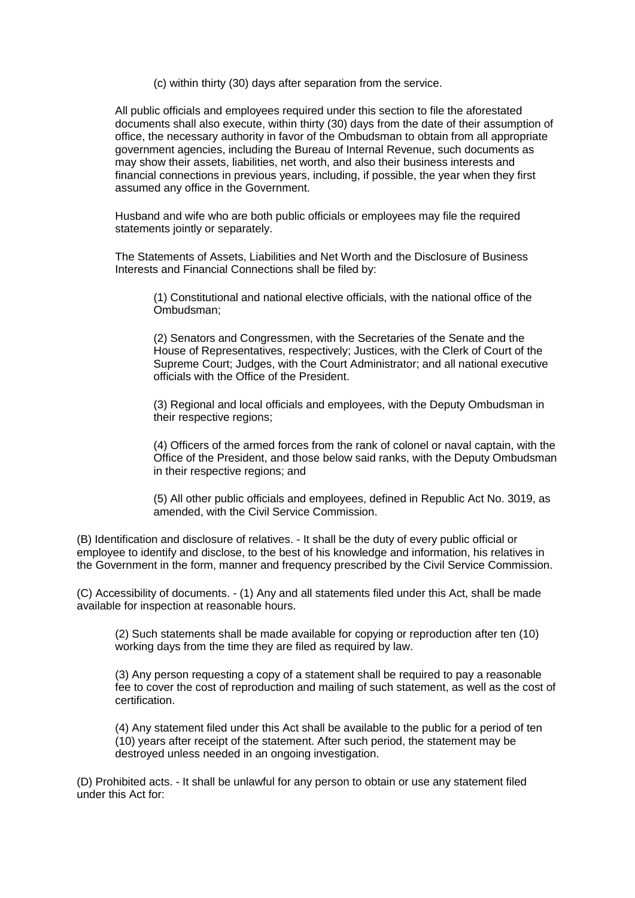(c) within thirty (30) days after separation from the service.

All public officials and employees required under this section to file the aforestated documents shall also execute, within thirty (30) days from the date of their assumption of office, the necessary authority in favor of the Ombudsman to obtain from all appropriate government agencies, including the Bureau of Internal Revenue, such documents as may show their assets, liabilities, net worth, and also their business interests and financial connections in previous years, including, if possible, the year when they first assumed any office in the Government.

Husband and wife who are both public officials or employees may file the required statements jointly or separately.

The Statements of Assets, Liabilities and Net Worth and the Disclosure of Business Interests and Financial Connections shall be filed by:

(1) Constitutional and national elective officials, with the national office of the Ombudsman;

(2) Senators and Congressmen, with the Secretaries of the Senate and the House of Representatives, respectively; Justices, with the Clerk of Court of the Supreme Court; Judges, with the Court Administrator; and all national executive officials with the Office of the President.

(3) Regional and local officials and employees, with the Deputy Ombudsman in their respective regions;

(4) Officers of the armed forces from the rank of colonel or naval captain, with the Office of the President, and those below said ranks, with the Deputy Ombudsman in their respective regions; and

(5) All other public officials and employees, defined in Republic Act No. 3019, as amended, with the Civil Service Commission.

(B) Identification and disclosure of relatives. - It shall be the duty of every public official or employee to identify and disclose, to the best of his knowledge and information, his relatives in the Government in the form, manner and frequency prescribed by the Civil Service Commission.

(C) Accessibility of documents. - (1) Any and all statements filed under this Act, shall be made available for inspection at reasonable hours.

(2) Such statements shall be made available for copying or reproduction after ten (10) working days from the time they are filed as required by law.

(3) Any person requesting a copy of a statement shall be required to pay a reasonable fee to cover the cost of reproduction and mailing of such statement, as well as the cost of certification.

(4) Any statement filed under this Act shall be available to the public for a period of ten (10) years after receipt of the statement. After such period, the statement may be destroyed unless needed in an ongoing investigation.

(D) Prohibited acts. - It shall be unlawful for any person to obtain or use any statement filed under this Act for: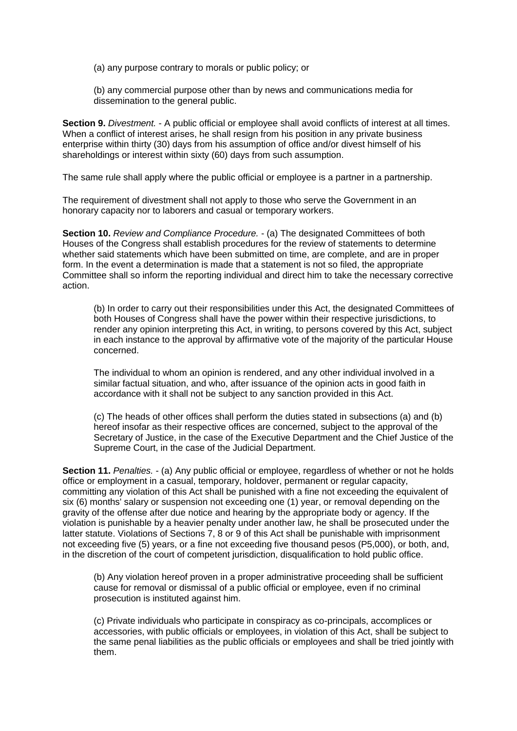(a) any purpose contrary to morals or public policy; or

(b) any commercial purpose other than by news and communications media for dissemination to the general public.

**Section 9.** *Divestment.* - A public official or employee shall avoid conflicts of interest at all times. When a conflict of interest arises, he shall resign from his position in any private business enterprise within thirty (30) days from his assumption of office and/or divest himself of his shareholdings or interest within sixty (60) days from such assumption.

The same rule shall apply where the public official or employee is a partner in a partnership.

The requirement of divestment shall not apply to those who serve the Government in an honorary capacity nor to laborers and casual or temporary workers.

**Section 10.** *Review and Compliance Procedure.* - (a) The designated Committees of both Houses of the Congress shall establish procedures for the review of statements to determine whether said statements which have been submitted on time, are complete, and are in proper form. In the event a determination is made that a statement is not so filed, the appropriate Committee shall so inform the reporting individual and direct him to take the necessary corrective action.

(b) In order to carry out their responsibilities under this Act, the designated Committees of both Houses of Congress shall have the power within their respective jurisdictions, to render any opinion interpreting this Act, in writing, to persons covered by this Act, subject in each instance to the approval by affirmative vote of the majority of the particular House concerned.

The individual to whom an opinion is rendered, and any other individual involved in a similar factual situation, and who, after issuance of the opinion acts in good faith in accordance with it shall not be subject to any sanction provided in this Act.

(c) The heads of other offices shall perform the duties stated in subsections (a) and (b) hereof insofar as their respective offices are concerned, subject to the approval of the Secretary of Justice, in the case of the Executive Department and the Chief Justice of the Supreme Court, in the case of the Judicial Department.

**Section 11.** *Penalties.* - (a) Any public official or employee, regardless of whether or not he holds office or employment in a casual, temporary, holdover, permanent or regular capacity, committing any violation of this Act shall be punished with a fine not exceeding the equivalent of six (6) months' salary or suspension not exceeding one (1) year, or removal depending on the gravity of the offense after due notice and hearing by the appropriate body or agency. If the violation is punishable by a heavier penalty under another law, he shall be prosecuted under the latter statute. Violations of Sections 7, 8 or 9 of this Act shall be punishable with imprisonment not exceeding five (5) years, or a fine not exceeding five thousand pesos (P5,000), or both, and, in the discretion of the court of competent jurisdiction, disqualification to hold public office.

(b) Any violation hereof proven in a proper administrative proceeding shall be sufficient cause for removal or dismissal of a public official or employee, even if no criminal prosecution is instituted against him.

(c) Private individuals who participate in conspiracy as co-principals, accomplices or accessories, with public officials or employees, in violation of this Act, shall be subject to the same penal liabilities as the public officials or employees and shall be tried jointly with them.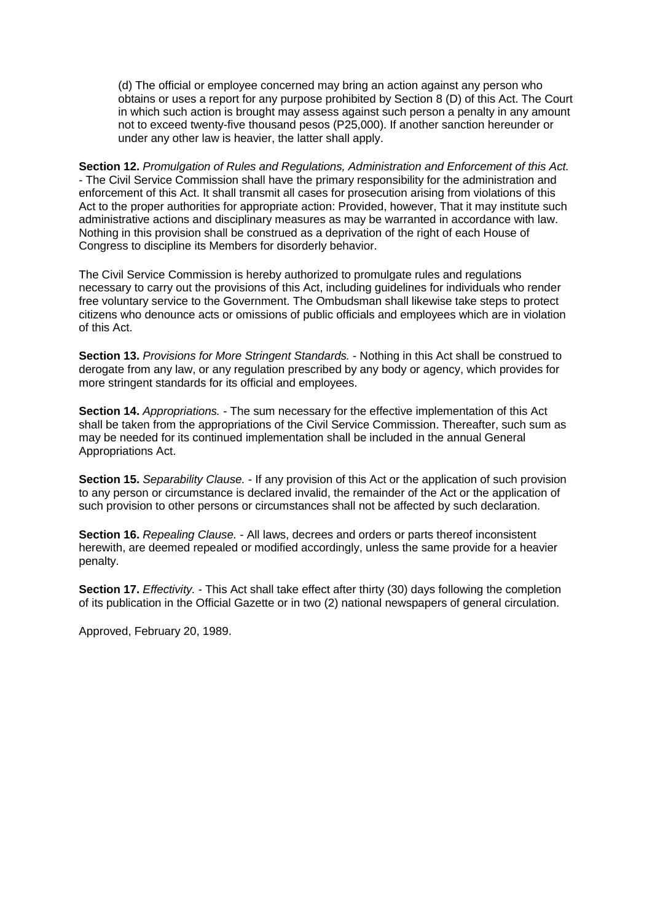(d) The official or employee concerned may bring an action against any person who obtains or uses a report for any purpose prohibited by Section 8 (D) of this Act. The Court in which such action is brought may assess against such person a penalty in any amount not to exceed twenty-five thousand pesos (P25,000). If another sanction hereunder or under any other law is heavier, the latter shall apply.

**Section 12.** *Promulgation of Rules and Regulations, Administration and Enforcement of this Act.* - The Civil Service Commission shall have the primary responsibility for the administration and enforcement of this Act. It shall transmit all cases for prosecution arising from violations of this Act to the proper authorities for appropriate action: Provided, however, That it may institute such administrative actions and disciplinary measures as may be warranted in accordance with law. Nothing in this provision shall be construed as a deprivation of the right of each House of Congress to discipline its Members for disorderly behavior.

The Civil Service Commission is hereby authorized to promulgate rules and regulations necessary to carry out the provisions of this Act, including guidelines for individuals who render free voluntary service to the Government. The Ombudsman shall likewise take steps to protect citizens who denounce acts or omissions of public officials and employees which are in violation of this Act.

**Section 13.** *Provisions for More Stringent Standards.* - Nothing in this Act shall be construed to derogate from any law, or any regulation prescribed by any body or agency, which provides for more stringent standards for its official and employees.

**Section 14.** *Appropriations.* - The sum necessary for the effective implementation of this Act shall be taken from the appropriations of the Civil Service Commission. Thereafter, such sum as may be needed for its continued implementation shall be included in the annual General Appropriations Act.

**Section 15.** *Separability Clause.* - If any provision of this Act or the application of such provision to any person or circumstance is declared invalid, the remainder of the Act or the application of such provision to other persons or circumstances shall not be affected by such declaration.

**Section 16.** *Repealing Clause.* - All laws, decrees and orders or parts thereof inconsistent herewith, are deemed repealed or modified accordingly, unless the same provide for a heavier penalty.

**Section 17.** *Effectivity.* - This Act shall take effect after thirty (30) days following the completion of its publication in the Official Gazette or in two (2) national newspapers of general circulation.

Approved, February 20, 1989.